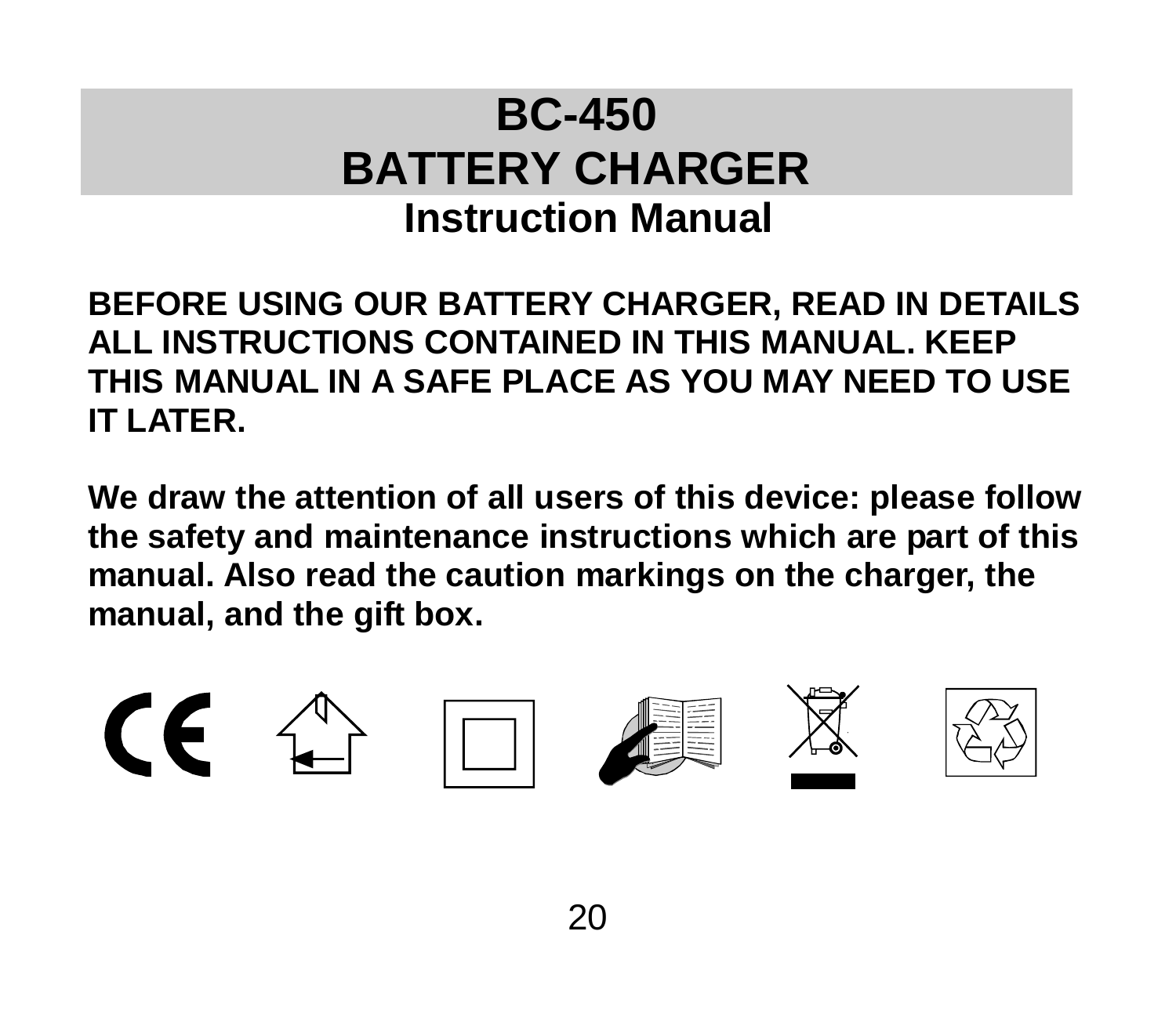# BC-450
# BATTERY CHARGER
## Instruction Manual

**BEFORE USING OUR BATTERY CHARGER, READ IN DETAILS ALL INSTRUCTIONS CONTAINED IN THIS MANUAL. KEEP THIS MANUAL IN A SAFE PLACE AS YOU MAY NEED TO USE IT LATER.**

**We draw the attention of all users of this device: please follow the safety and maintenance instructions which are part of this manual. Also read the caution markings on the charger, the manual, and the gift box.**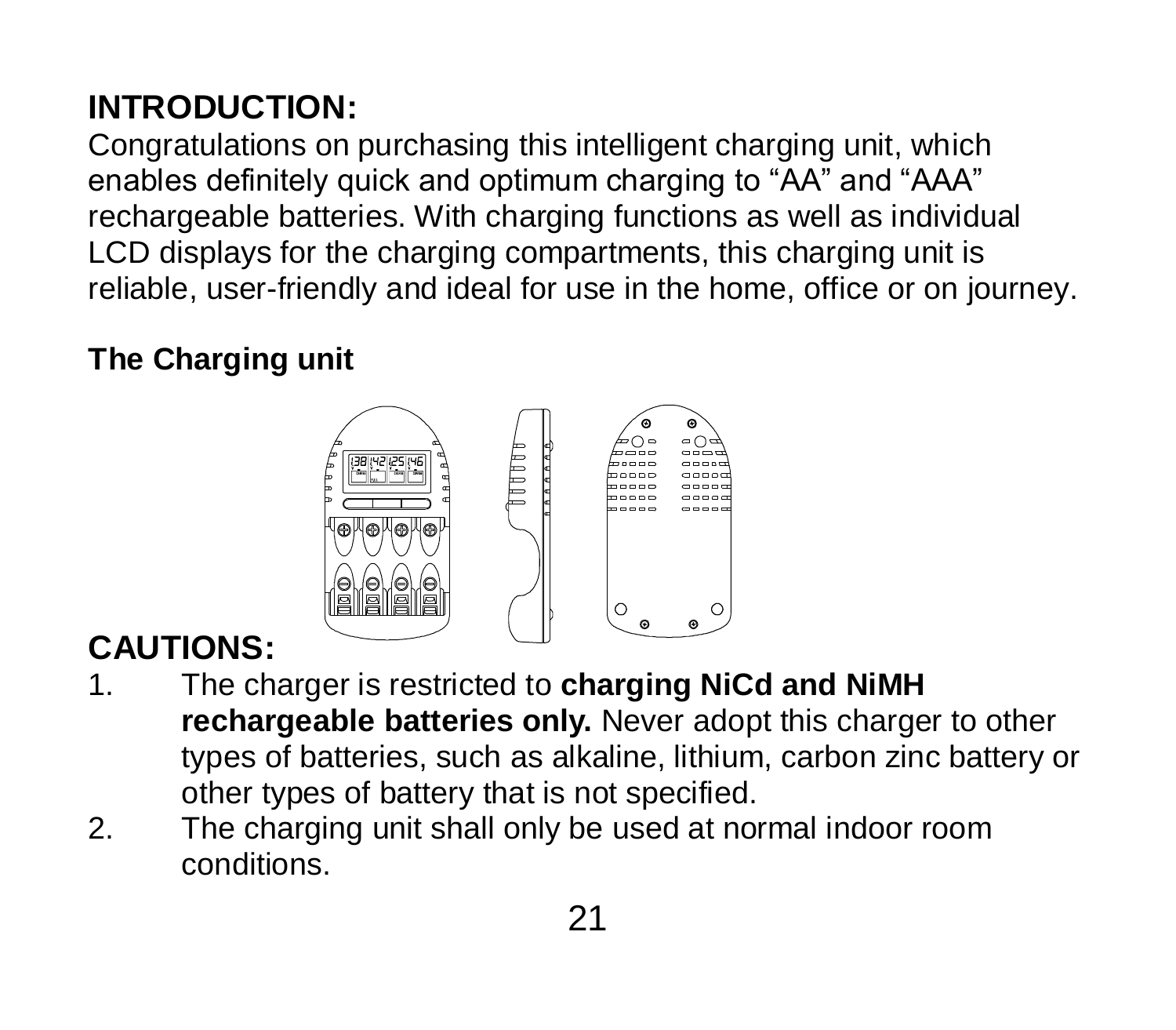## INTRODUCTION:

Congratulations on purchasing this intelligent charging unit, which enables definitely quick and optimum charging to "AA" and "AAA" rechargeable batteries. With charging functions as well as individual LCD displays for the charging compartments, this charging unit is reliable, user-friendly and ideal for use in the home, office or on journey.

### The Charging unit

## CAUTIONS:

1. The charger is restricted to **charging NiCd and NiMH rechargeable batteries only.** Never adopt this charger to other types of batteries, such as alkaline, lithium, carbon zinc battery or other types of battery that is not specified.
2. The charging unit shall only be used at normal indoor room conditions.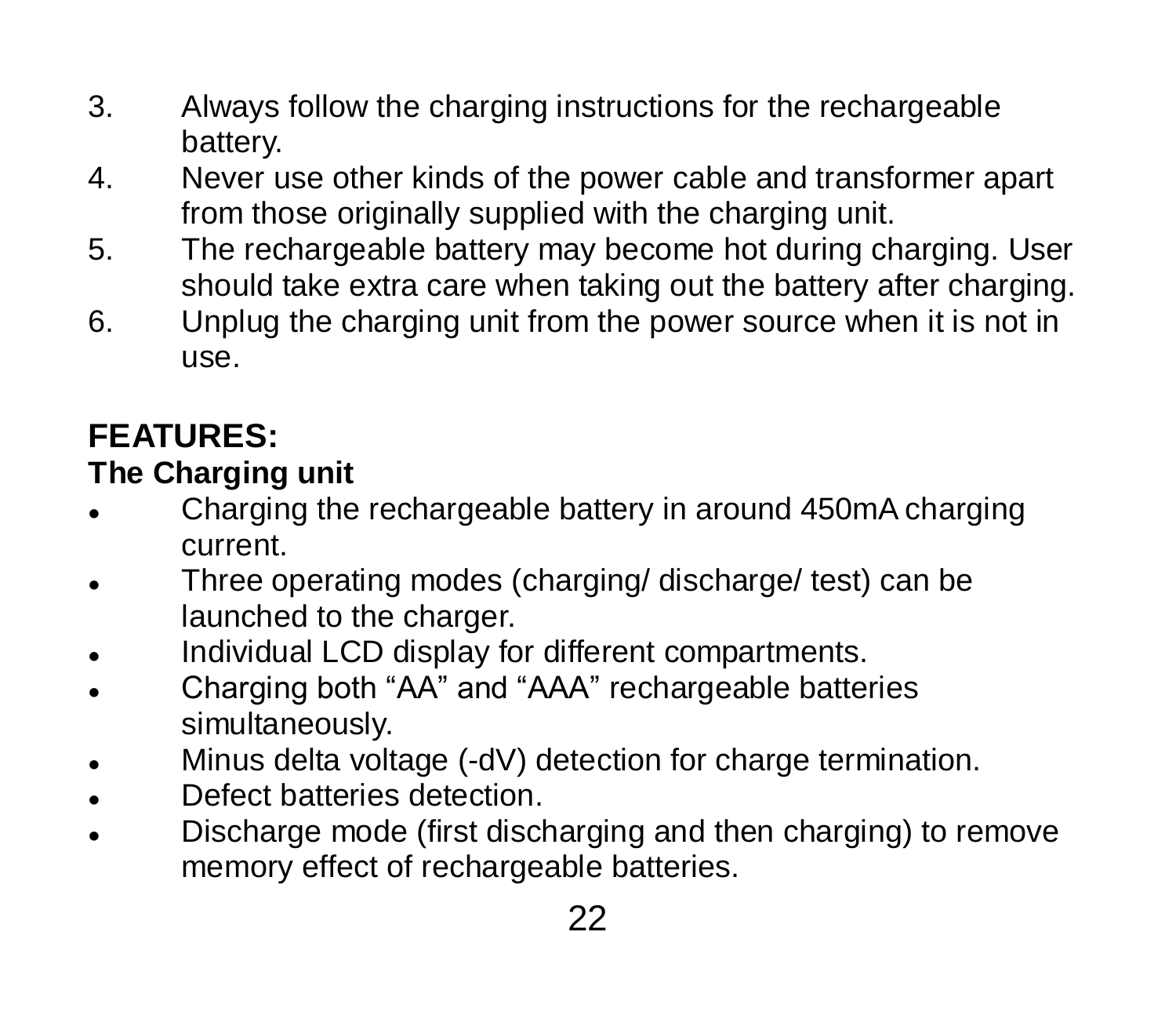3. Always follow the charging instructions for the rechargeable battery.
4. Never use other kinds of the power cable and transformer apart from those originally supplied with the charging unit.
5. The rechargeable battery may become hot during charging. User should take extra care when taking out the battery after charging.
6. Unplug the charging unit from the power source when it is not in use.

## FEATURES:

### The Charging unit

- Charging the rechargeable battery in around 450mA charging current.
- Three operating modes (charging/ discharge/ test) can be launched to the charger.
- Individual LCD display for different compartments.
- Charging both “AA” and “AAA” rechargeable batteries simultaneously.
- Minus delta voltage (-dV) detection for charge termination.
- Defect batteries detection.
- Discharge mode (first discharging and then charging) to remove memory effect of rechargeable batteries.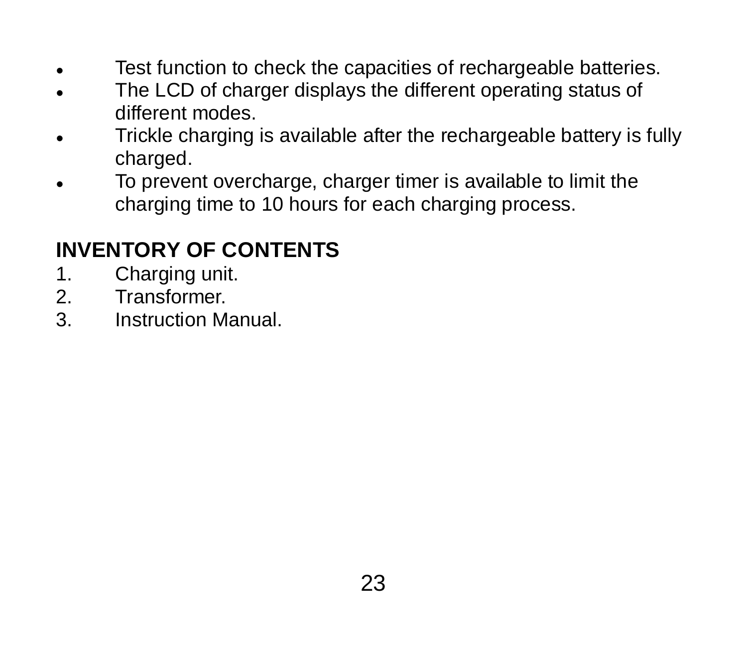- Test function to check the capacities of rechargeable batteries.
- The LCD of charger displays the different operating status of different modes.
- Trickle charging is available after the rechargeable battery is fully charged.
- To prevent overcharge, charger timer is available to limit the charging time to 10 hours for each charging process.

## INVENTORY OF CONTENTS

1. Charging unit.
2. Transformer.
3. Instruction Manual.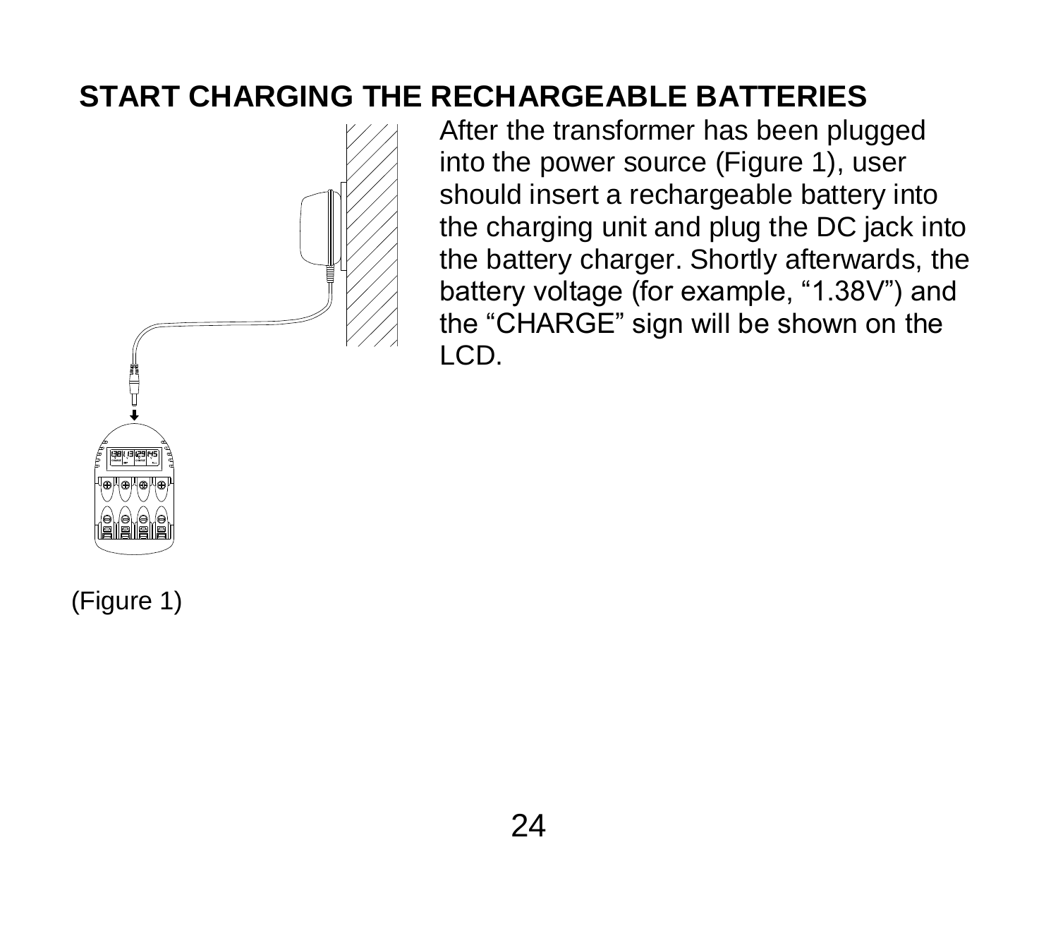## START CHARGING THE RECHARGEABLE BATTERIES

After the transformer has been plugged into the power source (Figure 1), user should insert a rechargeable battery into the charging unit and plug the DC jack into the battery charger. Shortly afterwards, the battery voltage (for example, “1.38V”) and the “CHARGE” sign will be shown on the LCD.

(Figure 1)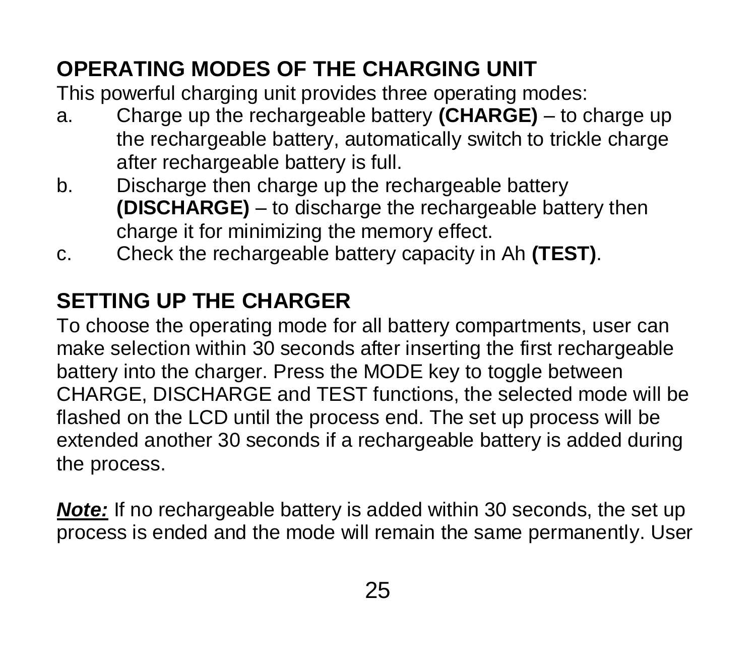## OPERATING MODES OF THE CHARGING UNIT

This powerful charging unit provides three operating modes:

a. Charge up the rechargeable battery **(CHARGE)** – to charge up the rechargeable battery, automatically switch to trickle charge after rechargeable battery is full.

b. Discharge then charge up the rechargeable battery **(DISCHARGE)** – to discharge the rechargeable battery then charge it for minimizing the memory effect.

c. Check the rechargeable battery capacity in Ah **(TEST)**.

## SETTING UP THE CHARGER

To choose the operating mode for all battery compartments, user can make selection within 30 seconds after inserting the first rechargeable battery into the charger. Press the MODE key to toggle between CHARGE, DISCHARGE and TEST functions, the selected mode will be flashed on the LCD until the process end. The set up process will be extended another 30 seconds if a rechargeable battery is added during the process.

***Note:*** If no rechargeable battery is added within 30 seconds, the set up process is ended and the mode will remain the same permanently. User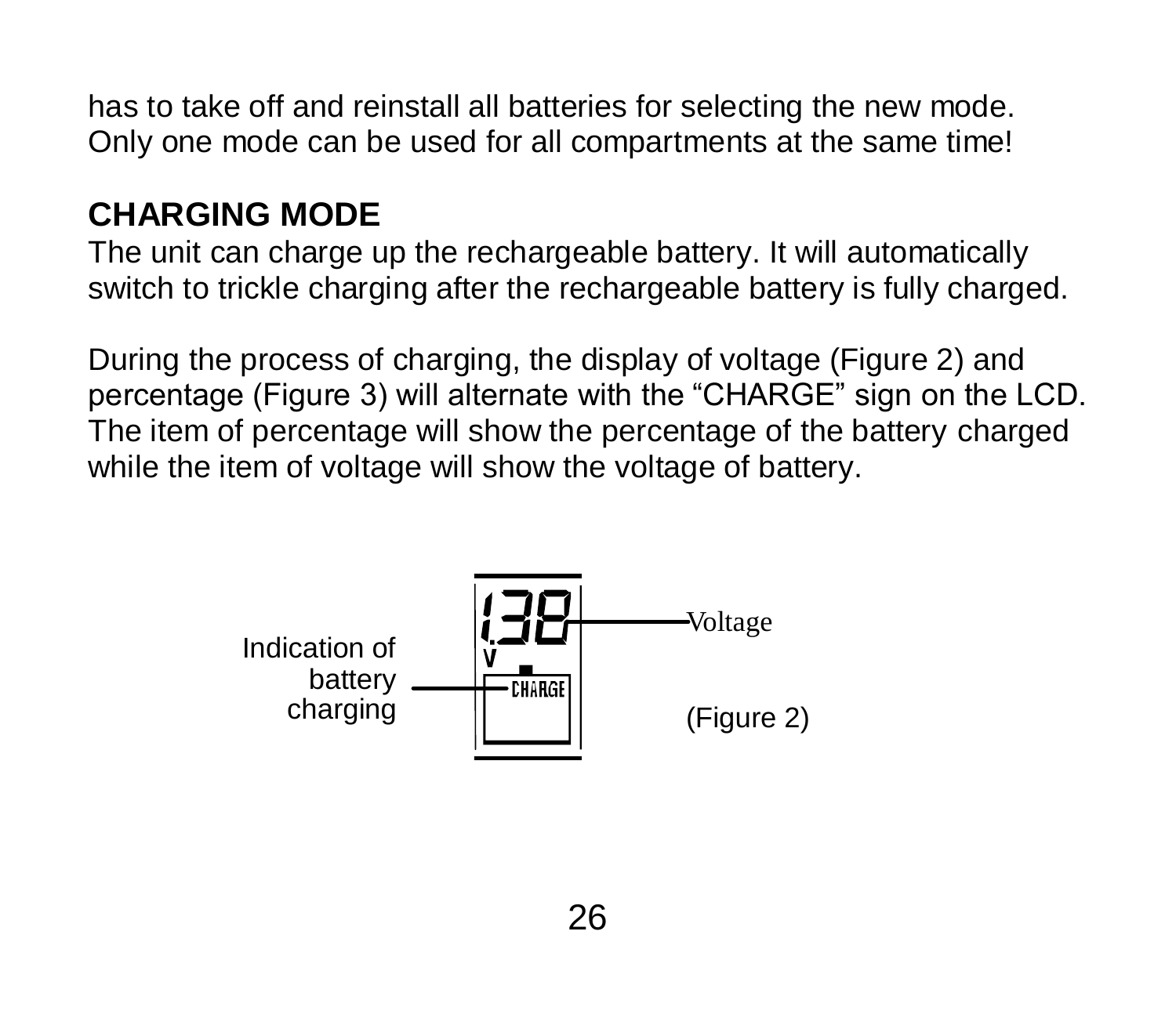has to take off and reinstall all batteries for selecting the new mode. Only one mode can be used for all compartments at the same time!

## CHARGING MODE

The unit can charge up the rechargeable battery. It will automatically switch to trickle charging after the rechargeable battery is fully charged.

During the process of charging, the display of voltage (Figure 2) and percentage (Figure 3) will alternate with the “CHARGE” sign on the LCD. The item of percentage will show the percentage of the battery charged while the item of voltage will show the voltage of battery.

Indication of battery charging

Voltage

(Figure 2)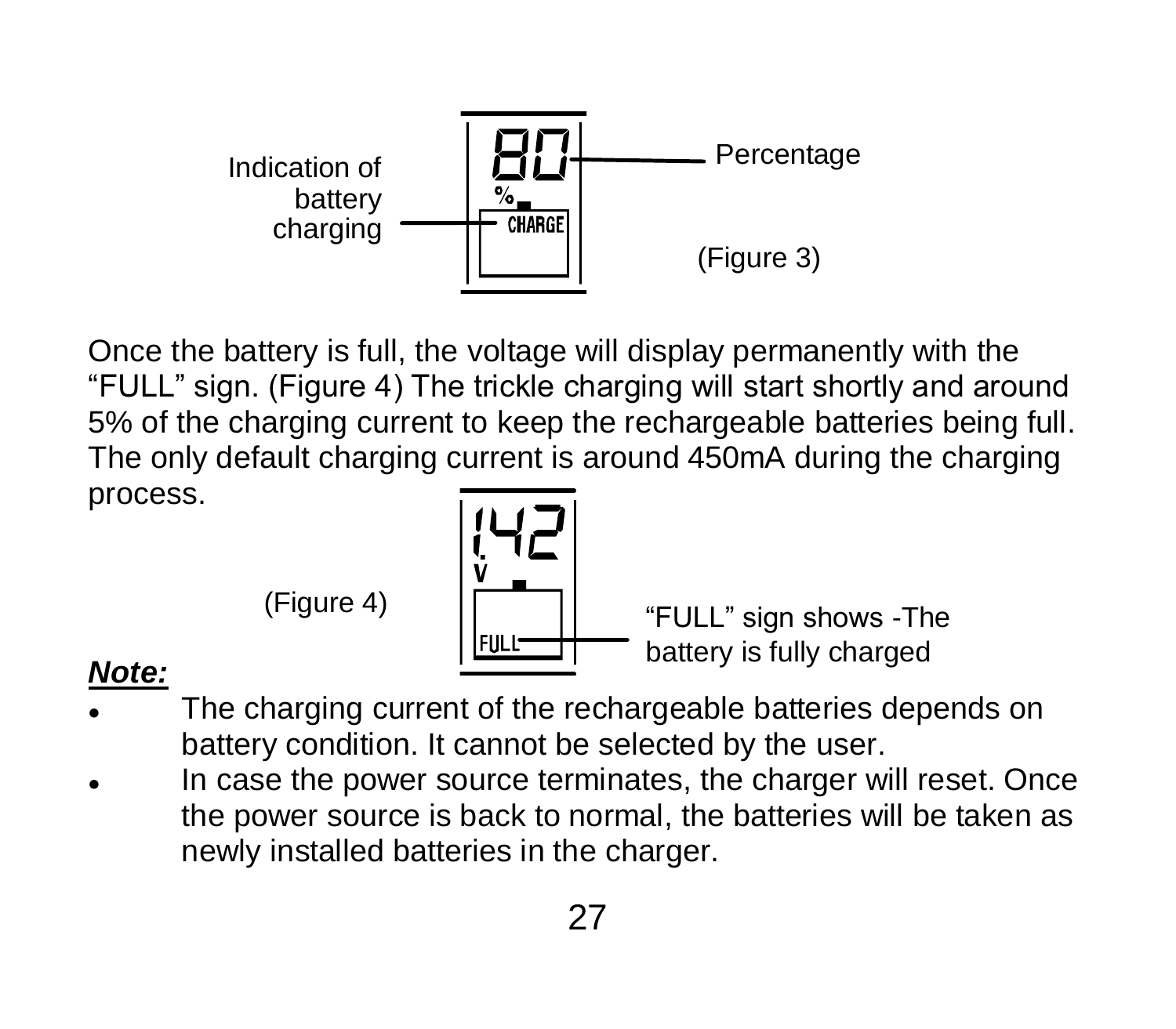Indication of battery charging

Percentage

(Figure 3)

Once the battery is full, the voltage will display permanently with the "FULL" sign. (Figure 4) The trickle charging will start shortly and around 5% of the charging current to keep the rechargeable batteries being full. The only default charging current is around 450mA during the charging process.

(Figure 4)

"FULL" sign shows -The battery is fully charged

***Note:***

- The charging current of the rechargeable batteries depends on battery condition. It cannot be selected by the user.
- In case the power source terminates, the charger will reset. Once the power source is back to normal, the batteries will be taken as newly installed batteries in the charger.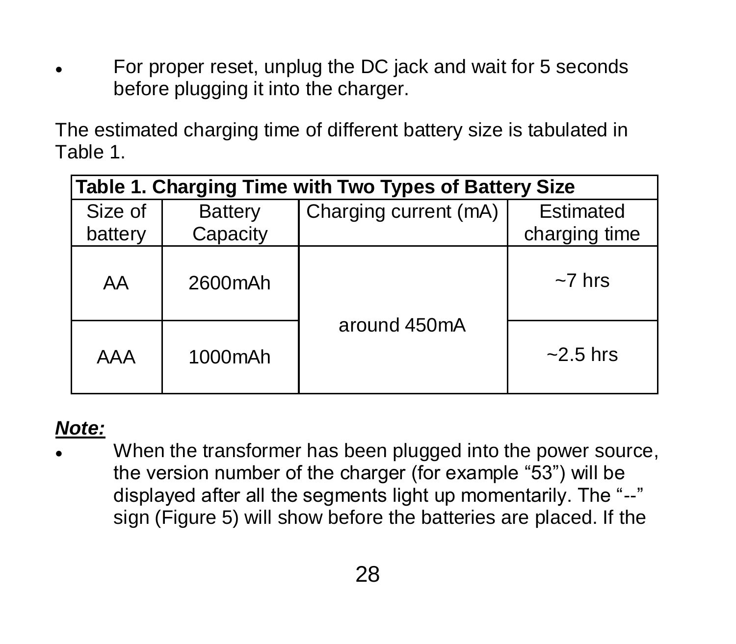- For proper reset, unplug the DC jack and wait for 5 seconds before plugging it into the charger.

The estimated charging time of different battery size is tabulated in Table 1.

**Table 1. Charging Time with Two Types of Battery Size**

| Size of battery | Battery Capacity | Charging current (mA) | Estimated charging time |
|---|---|---|---|
| AA | 2600mAh | around 450mA | ~7 hrs |
| AAA | 1000mAh | | ~2.5 hrs |

***Note:***

- When the transformer has been plugged into the power source, the version number of the charger (for example "53") will be displayed after all the segments light up momentarily. The "--" sign (Figure 5) will show before the batteries are placed. If the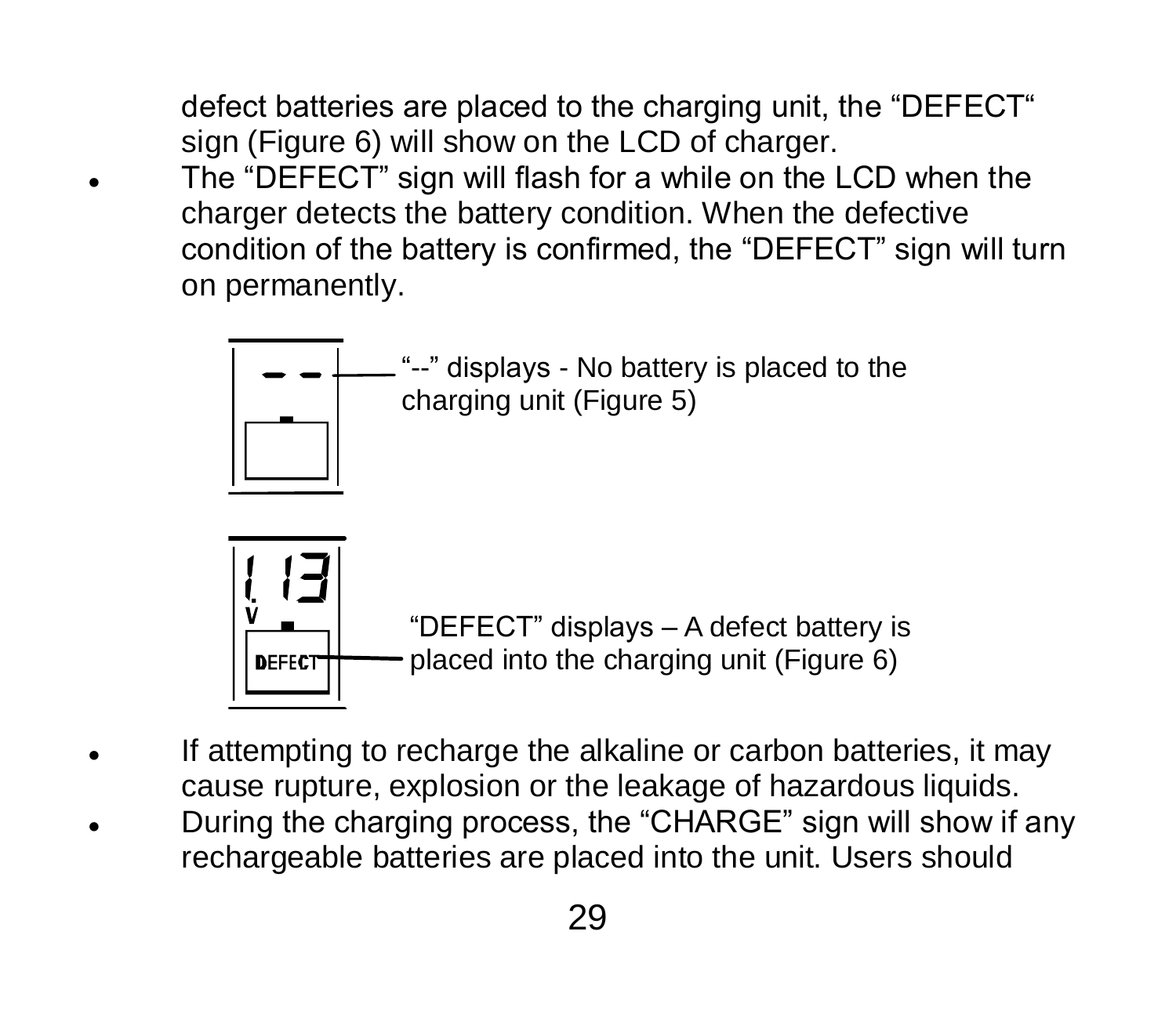defect batteries are placed to the charging unit, the “DEFECT“ sign (Figure 6) will show on the LCD of charger.

- The “DEFECT” sign will flash for a while on the LCD when the charger detects the battery condition. When the defective condition of the battery is confirmed, the “DEFECT” sign will turn on permanently.

“--” displays - No battery is placed to the charging unit (Figure 5)

“DEFECT” displays – A defect battery is placed into the charging unit (Figure 6)

- If attempting to recharge the alkaline or carbon batteries, it may cause rupture, explosion or the leakage of hazardous liquids.
- During the charging process, the “CHARGE” sign will show if any rechargeable batteries are placed into the unit. Users should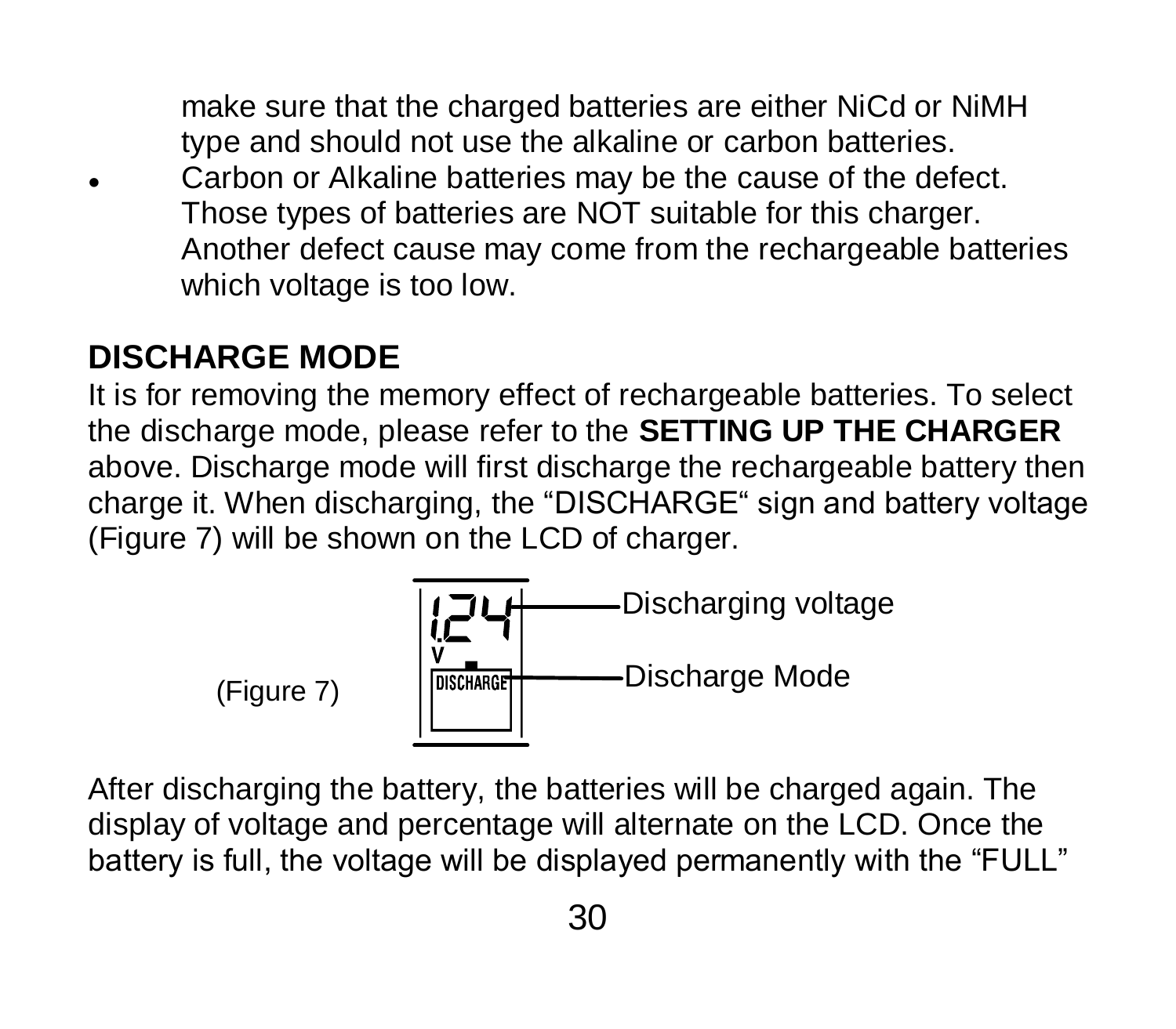make sure that the charged batteries are either NiCd or NiMH type and should not use the alkaline or carbon batteries.

- Carbon or Alkaline batteries may be the cause of the defect. Those types of batteries are NOT suitable for this charger. Another defect cause may come from the rechargeable batteries which voltage is too low.

## DISCHARGE MODE

It is for removing the memory effect of rechargeable batteries. To select the discharge mode, please refer to the **SETTING UP THE CHARGER** above. Discharge mode will first discharge the rechargeable battery then charge it. When discharging, the "DISCHARGE" sign and battery voltage (Figure 7) will be shown on the LCD of charger.

1.24 V — Discharging voltage

DISCHARGE — Discharge Mode

(Figure 7)

After discharging the battery, the batteries will be charged again. The display of voltage and percentage will alternate on the LCD. Once the battery is full, the voltage will be displayed permanently with the "FULL"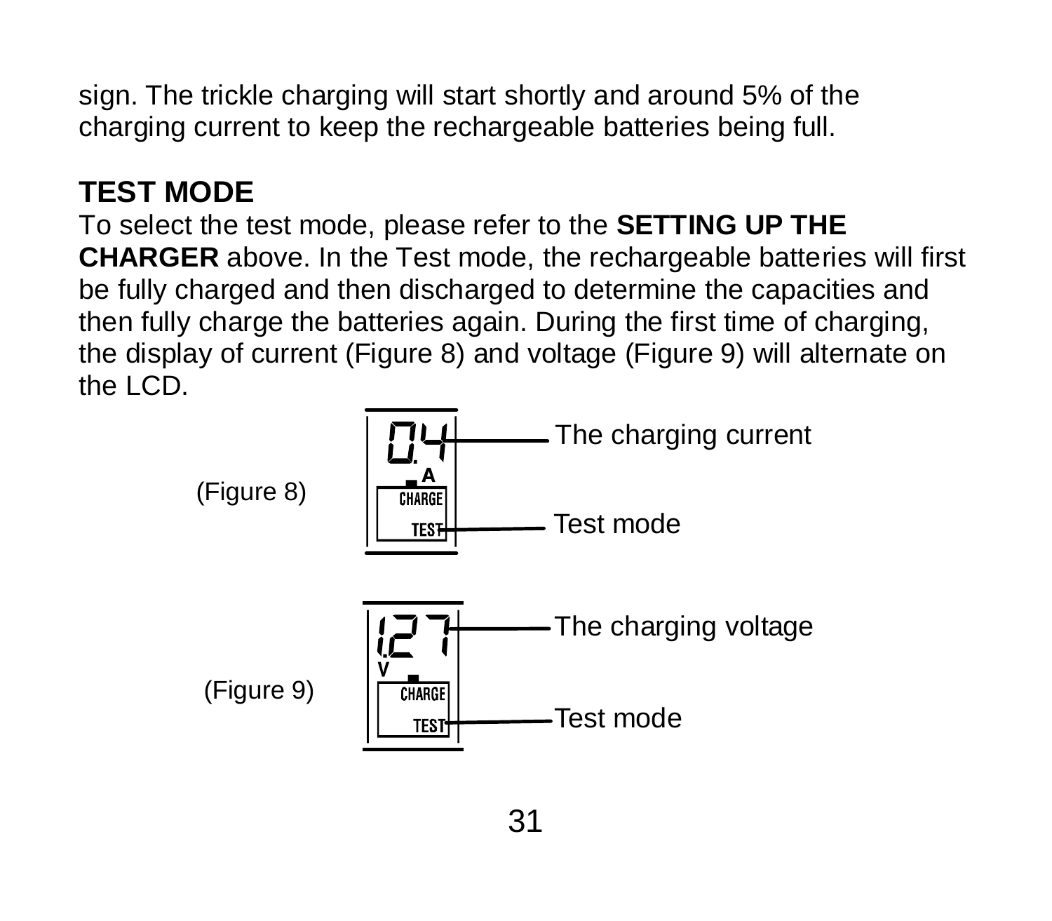sign. The trickle charging will start shortly and around 5% of the charging current to keep the rechargeable batteries being full.

## TEST MODE

To select the test mode, please refer to the **SETTING UP THE CHARGER** above. In the Test mode, the rechargeable batteries will first be fully charged and then discharged to determine the capacities and then fully charge the batteries again. During the first time of charging, the display of current (Figure 8) and voltage (Figure 9) will alternate on the LCD.

(Figure 8)

0.4 A — The charging current

CHARGE TEST — Test mode

(Figure 9)

1.27 V — The charging voltage

CHARGE TEST — Test mode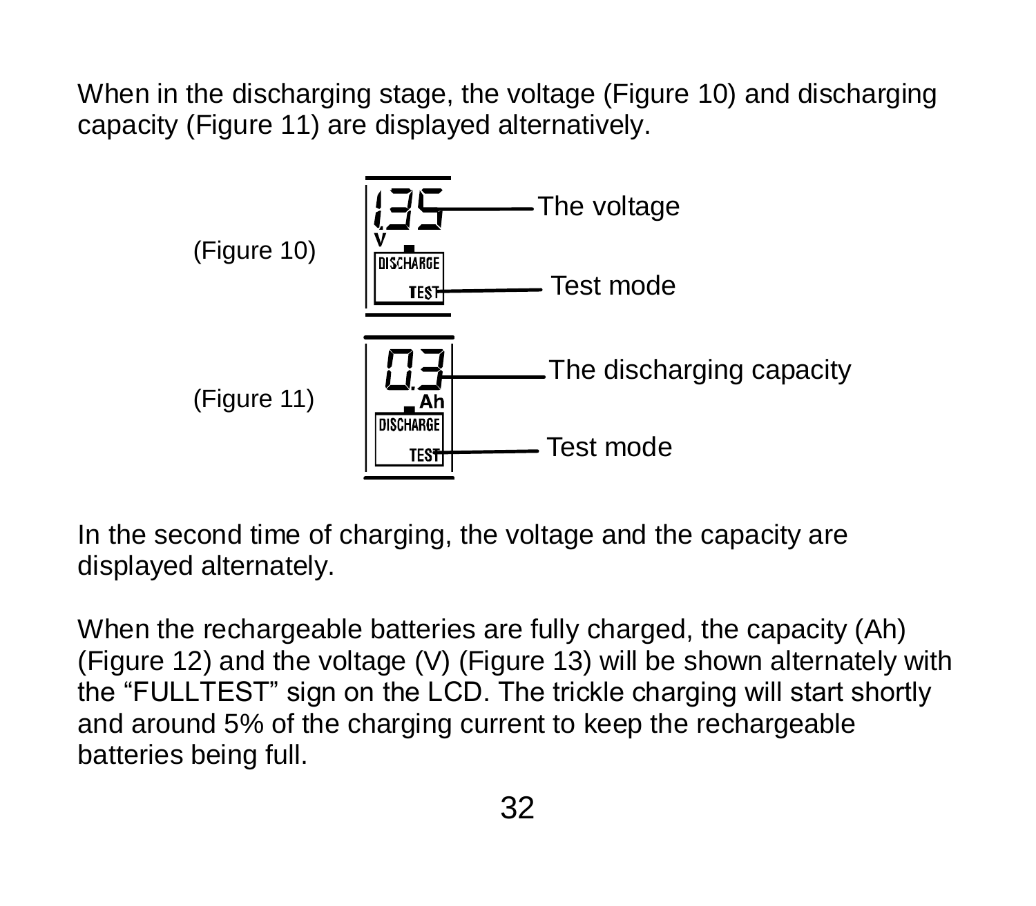When in the discharging stage, the voltage (Figure 10) and discharging capacity (Figure 11) are displayed alternatively.

(Figure 10)

1.35 V — The voltage

DISCHARGE TEST — Test mode

(Figure 11)

0.3 Ah — The discharging capacity

DISCHARGE TEST — Test mode

In the second time of charging, the voltage and the capacity are displayed alternately.

When the rechargeable batteries are fully charged, the capacity (Ah) (Figure 12) and the voltage (V) (Figure 13) will be shown alternately with the “FULLTEST” sign on the LCD. The trickle charging will start shortly and around 5% of the charging current to keep the rechargeable batteries being full.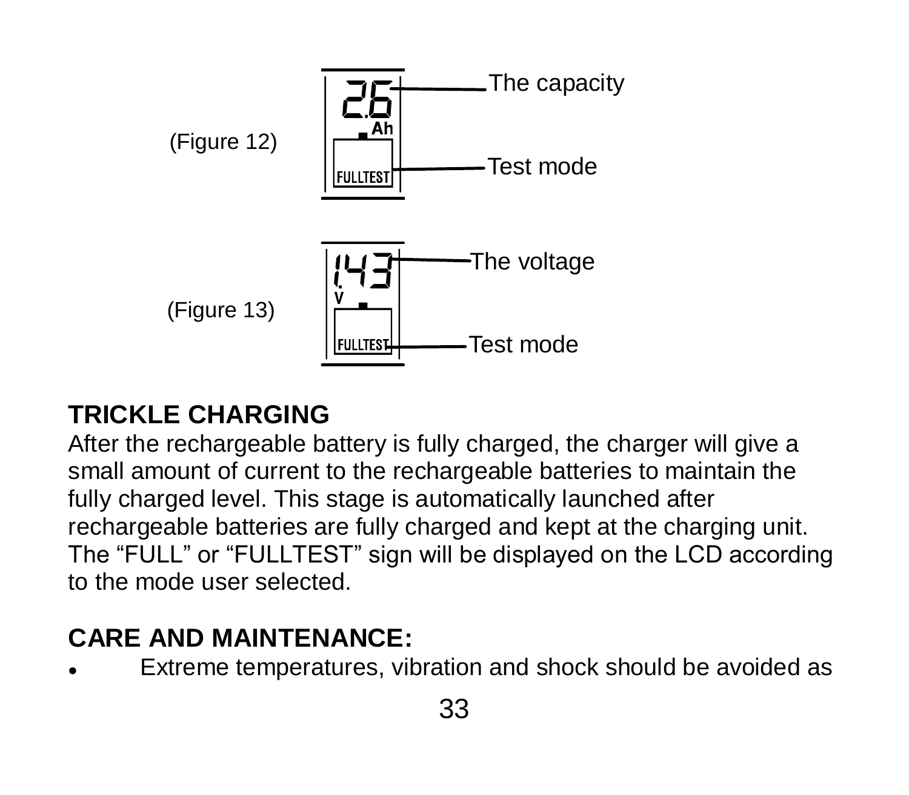(Figure 12)

2.6 Ah — The capacity

FULLTEST — Test mode

(Figure 13)

1.43 V — The voltage

FULLTEST — Test mode

## TRICKLE CHARGING

After the rechargeable battery is fully charged, the charger will give a small amount of current to the rechargeable batteries to maintain the fully charged level. This stage is automatically launched after rechargeable batteries are fully charged and kept at the charging unit. The “FULL” or “FULLTEST” sign will be displayed on the LCD according to the mode user selected.

## CARE AND MAINTENANCE:

- Extreme temperatures, vibration and shock should be avoided as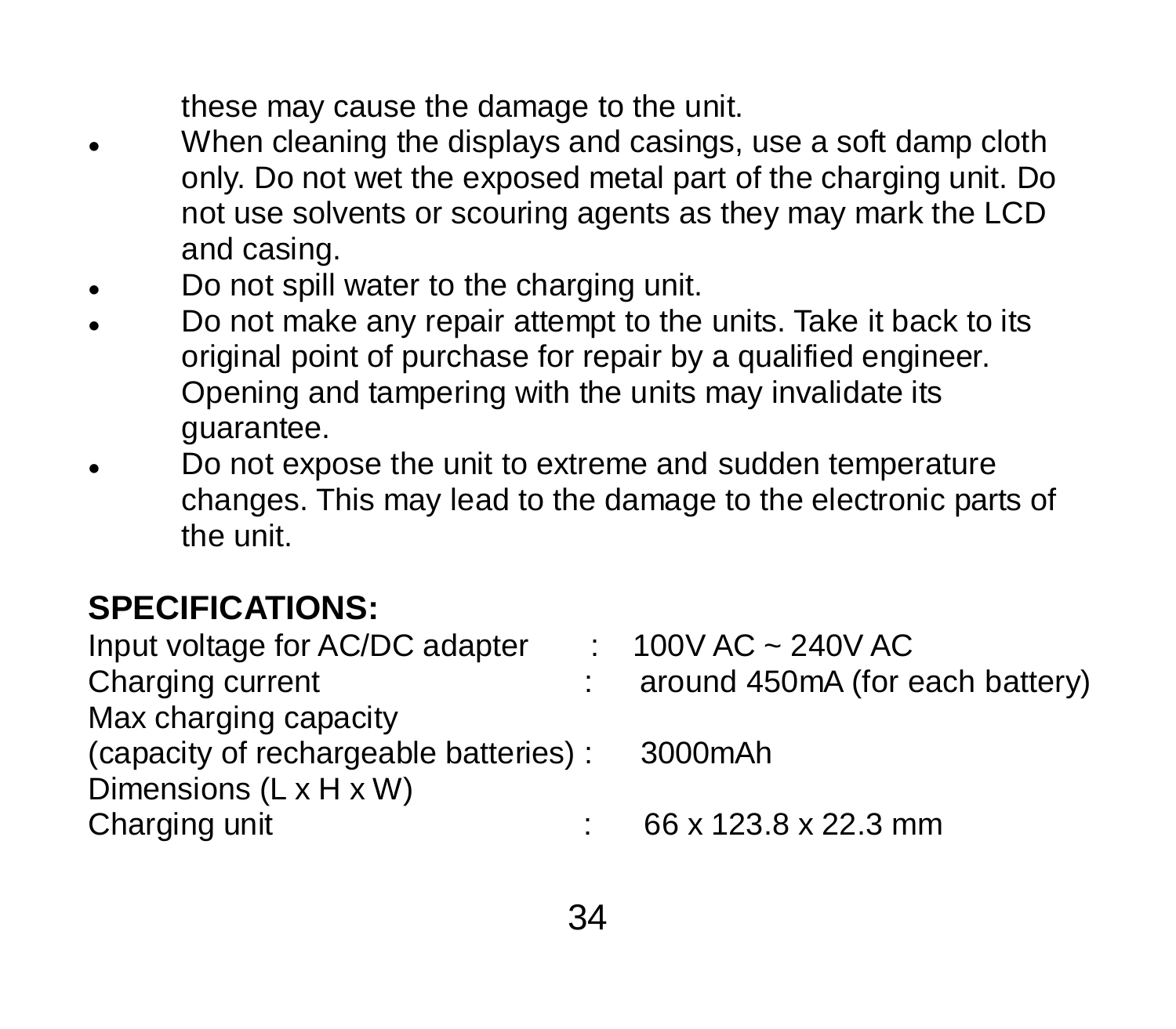these may cause the damage to the unit.

- When cleaning the displays and casings, use a soft damp cloth only. Do not wet the exposed metal part of the charging unit. Do not use solvents or scouring agents as they may mark the LCD and casing.
- Do not spill water to the charging unit.
- Do not make any repair attempt to the units. Take it back to its original point of purchase for repair by a qualified engineer. Opening and tampering with the units may invalidate its guarantee.
- Do not expose the unit to extreme and sudden temperature changes. This may lead to the damage to the electronic parts of the unit.

## SPECIFICATIONS:

Input voltage for AC/DC adapter : 100V AC ~ 240V AC
Charging current : around 450mA (for each battery)
Max charging capacity
(capacity of rechargeable batteries) : 3000mAh
Dimensions (L x H x W)
Charging unit : 66 x 123.8 x 22.3 mm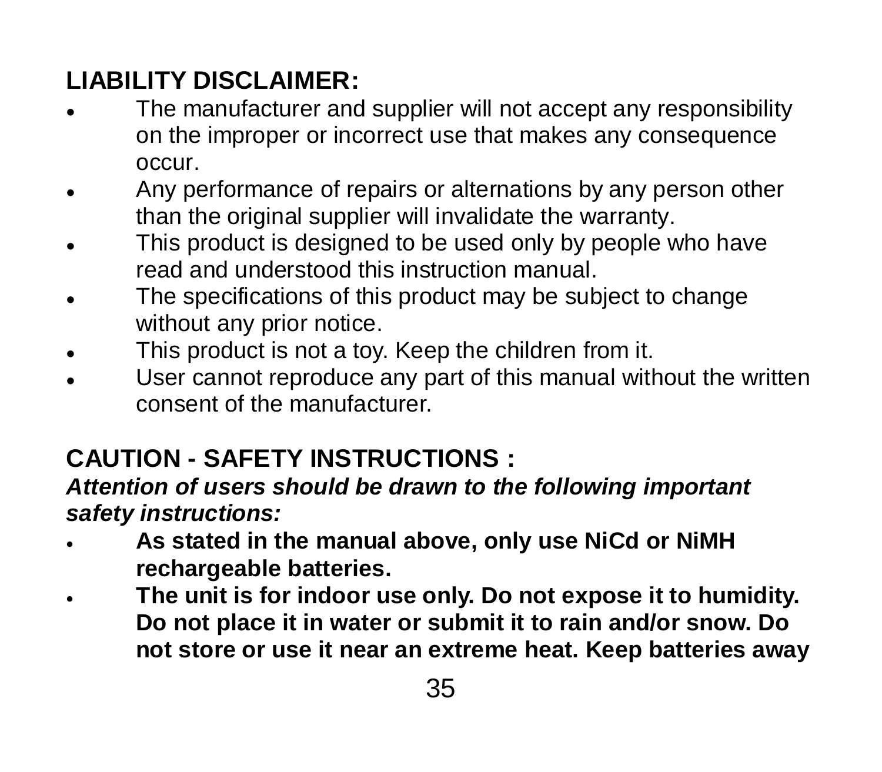## LIABILITY DISCLAIMER:

- The manufacturer and supplier will not accept any responsibility on the improper or incorrect use that makes any consequence occur.
- Any performance of repairs or alternations by any person other than the original supplier will invalidate the warranty.
- This product is designed to be used only by people who have read and understood this instruction manual.
- The specifications of this product may be subject to change without any prior notice.
- This product is not a toy. Keep the children from it.
- User cannot reproduce any part of this manual without the written consent of the manufacturer.

## CAUTION - SAFETY INSTRUCTIONS :

***Attention of users should be drawn to the following important safety instructions:***

- **As stated in the manual above, only use NiCd or NiMH rechargeable batteries.**
- **The unit is for indoor use only. Do not expose it to humidity. Do not place it in water or submit it to rain and/or snow. Do not store or use it near an extreme heat. Keep batteries away**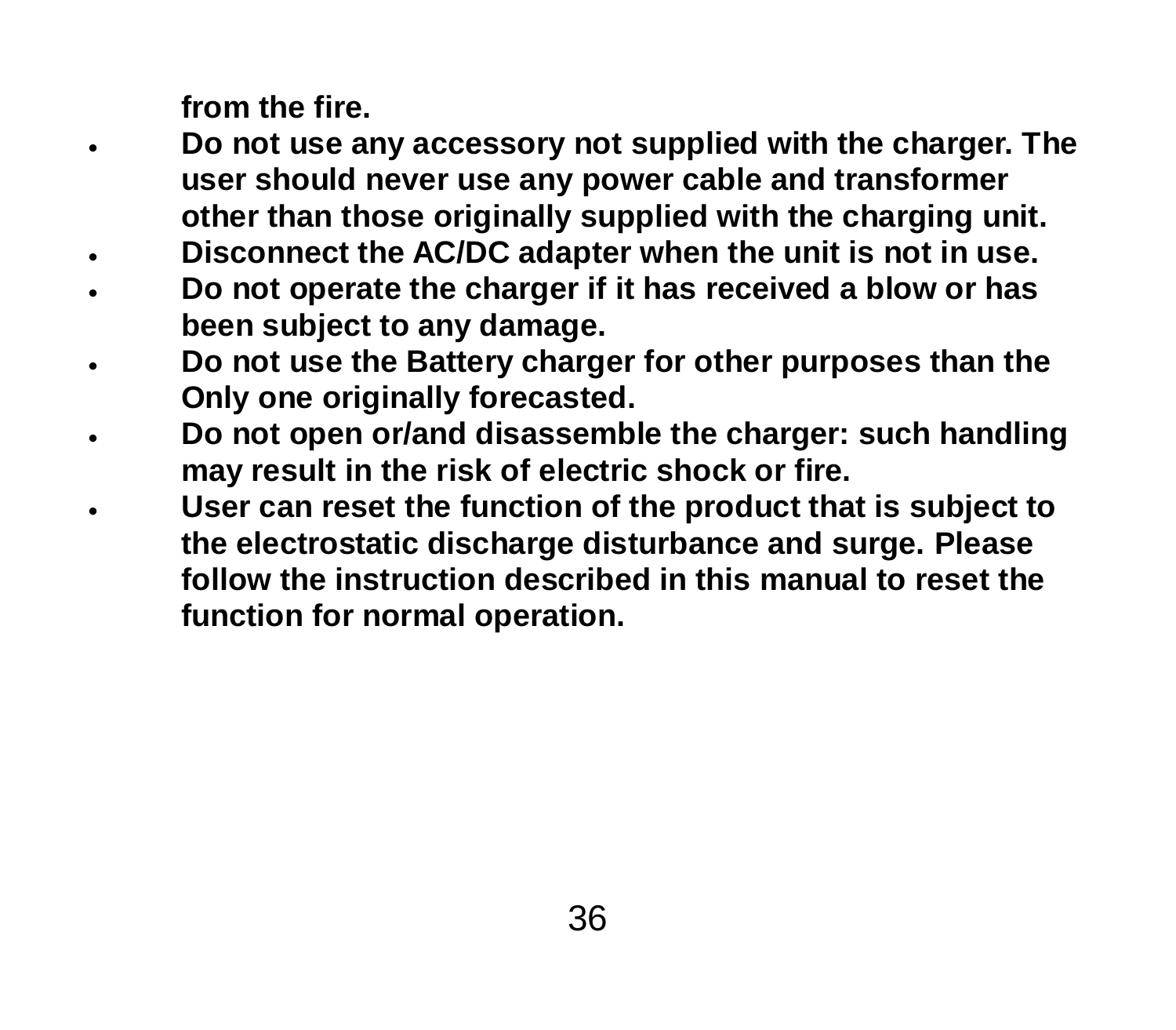**from the fire.**

- **Do not use any accessory not supplied with the charger. The user should never use any power cable and transformer other than those originally supplied with the charging unit.**
- **Disconnect the AC/DC adapter when the unit is not in use.**
- **Do not operate the charger if it has received a blow or has been subject to any damage.**
- **Do not use the Battery charger for other purposes than the Only one originally forecasted.**
- **Do not open or/and disassemble the charger: such handling may result in the risk of electric shock or fire.**
- **User can reset the function of the product that is subject to the electrostatic discharge disturbance and surge. Please follow the instruction described in this manual to reset the function for normal operation.**